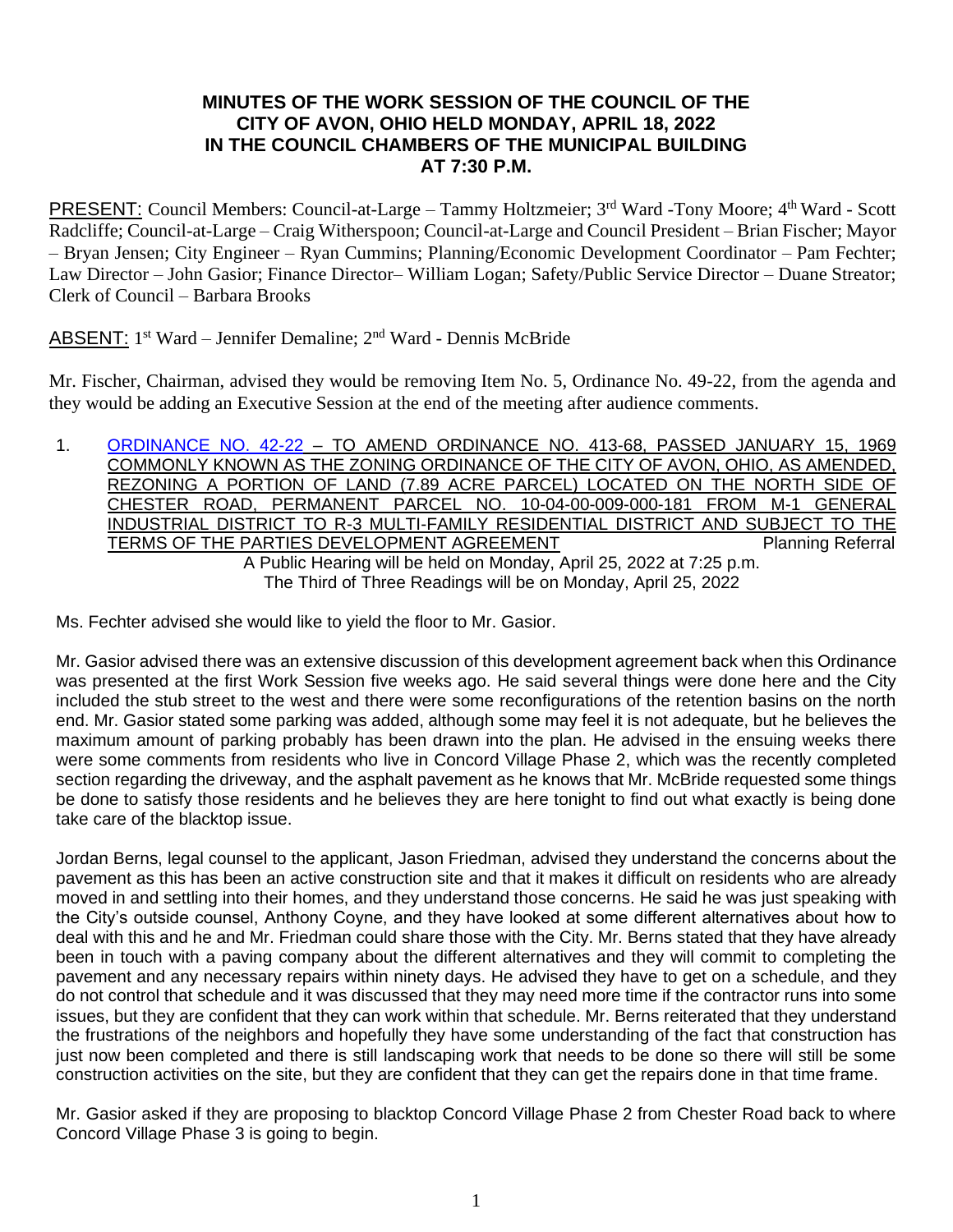# MINUTES OF THE WORK SESSION OF THE COUNCIL OF THE CITY OF AVON, OHIO HELD MONDAY, APRIL 18, 2022 IN THE COUNCIL CHAMBERS OF THE MUNICIPAL BUILDING AT 7:30 P.M.

PRESENT: Council Members: Council-at-Large – Tammy Holtzmeier; 3rd Ward -Tony Moore; 4th Ward - Scott Radcliffe; Council-at-Large – Craig Witherspoon; Council-at-Large and Council President – Brian Fischer; Mayor – Bryan Jensen; City Engineer – Ryan Cummins; Planning/Economic Development Coordinator – Pam Fechter; Law Director – John Gasior; Finance Director– William Logan; Safety/Public Service Director – Duane Streator; Clerk of Council – Barbara Brooks

ABSENT: 1st Ward – Jennifer Demaline; 2nd Ward - Dennis McBride

Mr. Fischer, Chairman, advised they would be removing Item No. 5, Ordinance No. 49-22, from the agenda and they would be adding an Executive Session at the end of the meeting after audience comments.

1. ORDINANCE NO. 42-22 – TO AMEND ORDINANCE NO. 413-68, PASSED JANUARY 15, 1969 COMMONLY KNOWN AS THE ZONING ORDINANCE OF THE CITY OF AVON, OHIO, AS AMENDED, REZONING A PORTION OF LAND (7.89 ACRE PARCEL) LOCATED ON THE NORTH SIDE OF CHESTER ROAD, PERMANENT PARCEL NO. 10-04-00-009-000-181 FROM M-1 GENERAL INDUSTRIAL DISTRICT TO R-3 MULTI-FAMILY RESIDENTIAL DISTRICT AND SUBJECT TO THE TERMS OF THE PARTIES DEVELOPMENT AGREEMENT Planning Referral

   A Public Hearing will be held on Monday, April 25, 2022 at 7:25 p.m.
   The Third of Three Readings will be on Monday, April 25, 2022

Ms. Fechter advised she would like to yield the floor to Mr. Gasior.

Mr. Gasior advised there was an extensive discussion of this development agreement back when this Ordinance was presented at the first Work Session five weeks ago. He said several things were done here and the City included the stub street to the west and there were some reconfigurations of the retention basins on the north end. Mr. Gasior stated some parking was added, although some may feel it is not adequate, but he believes the maximum amount of parking probably has been drawn into the plan. He advised in the ensuing weeks there were some comments from residents who live in Concord Village Phase 2, which was the recently completed section regarding the driveway, and the asphalt pavement as he knows that Mr. McBride requested some things be done to satisfy those residents and he believes they are here tonight to find out what exactly is being done take care of the blacktop issue.

Jordan Berns, legal counsel to the applicant, Jason Friedman, advised they understand the concerns about the pavement as this has been an active construction site and that it makes it difficult on residents who are already moved in and settling into their homes, and they understand those concerns. He said he was just speaking with the City's outside counsel, Anthony Coyne, and they have looked at some different alternatives about how to deal with this and he and Mr. Friedman could share those with the City. Mr. Berns stated that they have already been in touch with a paving company about the different alternatives and they will commit to completing the pavement and any necessary repairs within ninety days. He advised they have to get on a schedule, and they do not control that schedule and it was discussed that they may need more time if the contractor runs into some issues, but they are confident that they can work within that schedule. Mr. Berns reiterated that they understand the frustrations of the neighbors and hopefully they have some understanding of the fact that construction has just now been completed and there is still landscaping work that needs to be done so there will still be some construction activities on the site, but they are confident that they can get the repairs done in that time frame.

Mr. Gasior asked if they are proposing to blacktop Concord Village Phase 2 from Chester Road back to where Concord Village Phase 3 is going to begin.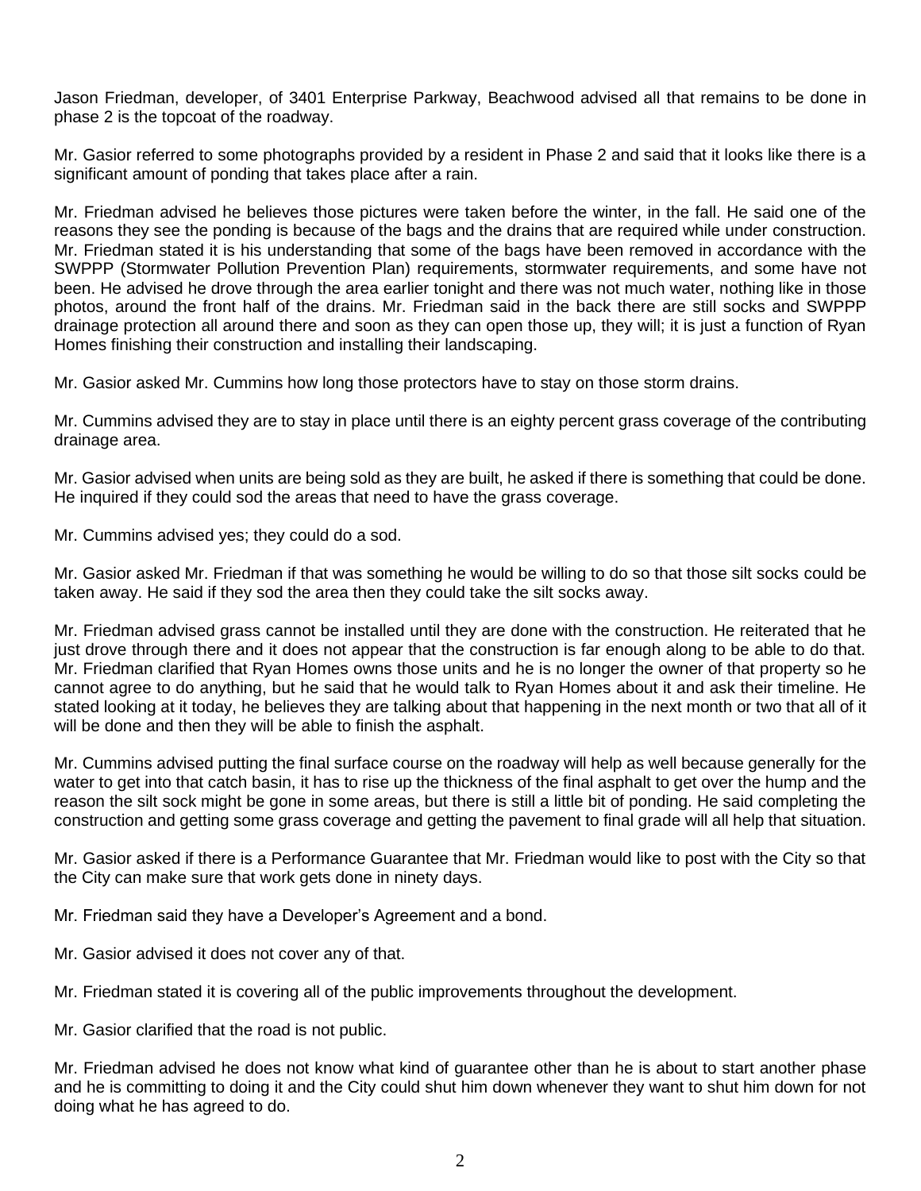Jason Friedman, developer, of 3401 Enterprise Parkway, Beachwood advised all that remains to be done in phase 2 is the topcoat of the roadway.

Mr. Gasior referred to some photographs provided by a resident in Phase 2 and said that it looks like there is a significant amount of ponding that takes place after a rain.

Mr. Friedman advised he believes those pictures were taken before the winter, in the fall. He said one of the reasons they see the ponding is because of the bags and the drains that are required while under construction. Mr. Friedman stated it is his understanding that some of the bags have been removed in accordance with the SWPPP (Stormwater Pollution Prevention Plan) requirements, stormwater requirements, and some have not been. He advised he drove through the area earlier tonight and there was not much water, nothing like in those photos, around the front half of the drains. Mr. Friedman said in the back there are still socks and SWPPP drainage protection all around there and soon as they can open those up, they will; it is just a function of Ryan Homes finishing their construction and installing their landscaping.

Mr. Gasior asked Mr. Cummins how long those protectors have to stay on those storm drains.

Mr. Cummins advised they are to stay in place until there is an eighty percent grass coverage of the contributing drainage area.

Mr. Gasior advised when units are being sold as they are built, he asked if there is something that could be done. He inquired if they could sod the areas that need to have the grass coverage.

Mr. Cummins advised yes; they could do a sod.

Mr. Gasior asked Mr. Friedman if that was something he would be willing to do so that those silt socks could be taken away. He said if they sod the area then they could take the silt socks away.

Mr. Friedman advised grass cannot be installed until they are done with the construction. He reiterated that he just drove through there and it does not appear that the construction is far enough along to be able to do that. Mr. Friedman clarified that Ryan Homes owns those units and he is no longer the owner of that property so he cannot agree to do anything, but he said that he would talk to Ryan Homes about it and ask their timeline. He stated looking at it today, he believes they are talking about that happening in the next month or two that all of it will be done and then they will be able to finish the asphalt.

Mr. Cummins advised putting the final surface course on the roadway will help as well because generally for the water to get into that catch basin, it has to rise up the thickness of the final asphalt to get over the hump and the reason the silt sock might be gone in some areas, but there is still a little bit of ponding. He said completing the construction and getting some grass coverage and getting the pavement to final grade will all help that situation.

Mr. Gasior asked if there is a Performance Guarantee that Mr. Friedman would like to post with the City so that the City can make sure that work gets done in ninety days.

Mr. Friedman said they have a Developer's Agreement and a bond.

Mr. Gasior advised it does not cover any of that.

Mr. Friedman stated it is covering all of the public improvements throughout the development.

Mr. Gasior clarified that the road is not public.

Mr. Friedman advised he does not know what kind of guarantee other than he is about to start another phase and he is committing to doing it and the City could shut him down whenever they want to shut him down for not doing what he has agreed to do.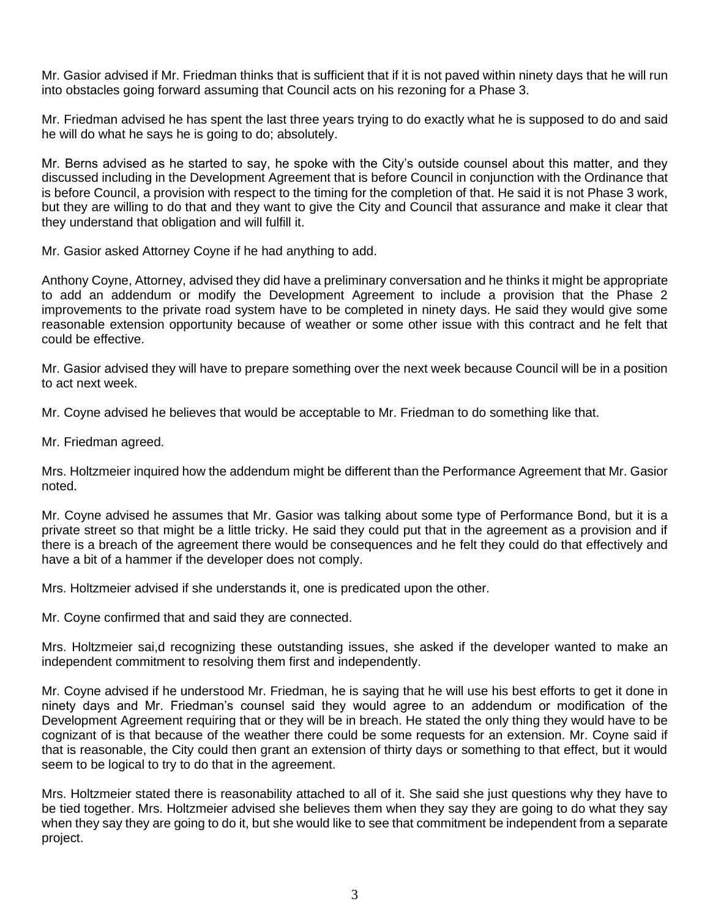Mr. Gasior advised if Mr. Friedman thinks that is sufficient that if it is not paved within ninety days that he will run into obstacles going forward assuming that Council acts on his rezoning for a Phase 3.

Mr. Friedman advised he has spent the last three years trying to do exactly what he is supposed to do and said he will do what he says he is going to do; absolutely.

Mr. Berns advised as he started to say, he spoke with the City's outside counsel about this matter, and they discussed including in the Development Agreement that is before Council in conjunction with the Ordinance that is before Council, a provision with respect to the timing for the completion of that. He said it is not Phase 3 work, but they are willing to do that and they want to give the City and Council that assurance and make it clear that they understand that obligation and will fulfill it.

Mr. Gasior asked Attorney Coyne if he had anything to add.

Anthony Coyne, Attorney, advised they did have a preliminary conversation and he thinks it might be appropriate to add an addendum or modify the Development Agreement to include a provision that the Phase 2 improvements to the private road system have to be completed in ninety days. He said they would give some reasonable extension opportunity because of weather or some other issue with this contract and he felt that could be effective.

Mr. Gasior advised they will have to prepare something over the next week because Council will be in a position to act next week.

Mr. Coyne advised he believes that would be acceptable to Mr. Friedman to do something like that.

Mr. Friedman agreed.

Mrs. Holtzmeier inquired how the addendum might be different than the Performance Agreement that Mr. Gasior noted.

Mr. Coyne advised he assumes that Mr. Gasior was talking about some type of Performance Bond, but it is a private street so that might be a little tricky. He said they could put that in the agreement as a provision and if there is a breach of the agreement there would be consequences and he felt they could do that effectively and have a bit of a hammer if the developer does not comply.

Mrs. Holtzmeier advised if she understands it, one is predicated upon the other.

Mr. Coyne confirmed that and said they are connected.

Mrs. Holtzmeier sai,d recognizing these outstanding issues, she asked if the developer wanted to make an independent commitment to resolving them first and independently.

Mr. Coyne advised if he understood Mr. Friedman, he is saying that he will use his best efforts to get it done in ninety days and Mr. Friedman's counsel said they would agree to an addendum or modification of the Development Agreement requiring that or they will be in breach. He stated the only thing they would have to be cognizant of is that because of the weather there could be some requests for an extension. Mr. Coyne said if that is reasonable, the City could then grant an extension of thirty days or something to that effect, but it would seem to be logical to try to do that in the agreement.

Mrs. Holtzmeier stated there is reasonability attached to all of it. She said she just questions why they have to be tied together. Mrs. Holtzmeier advised she believes them when they say they are going to do what they say when they say they are going to do it, but she would like to see that commitment be independent from a separate project.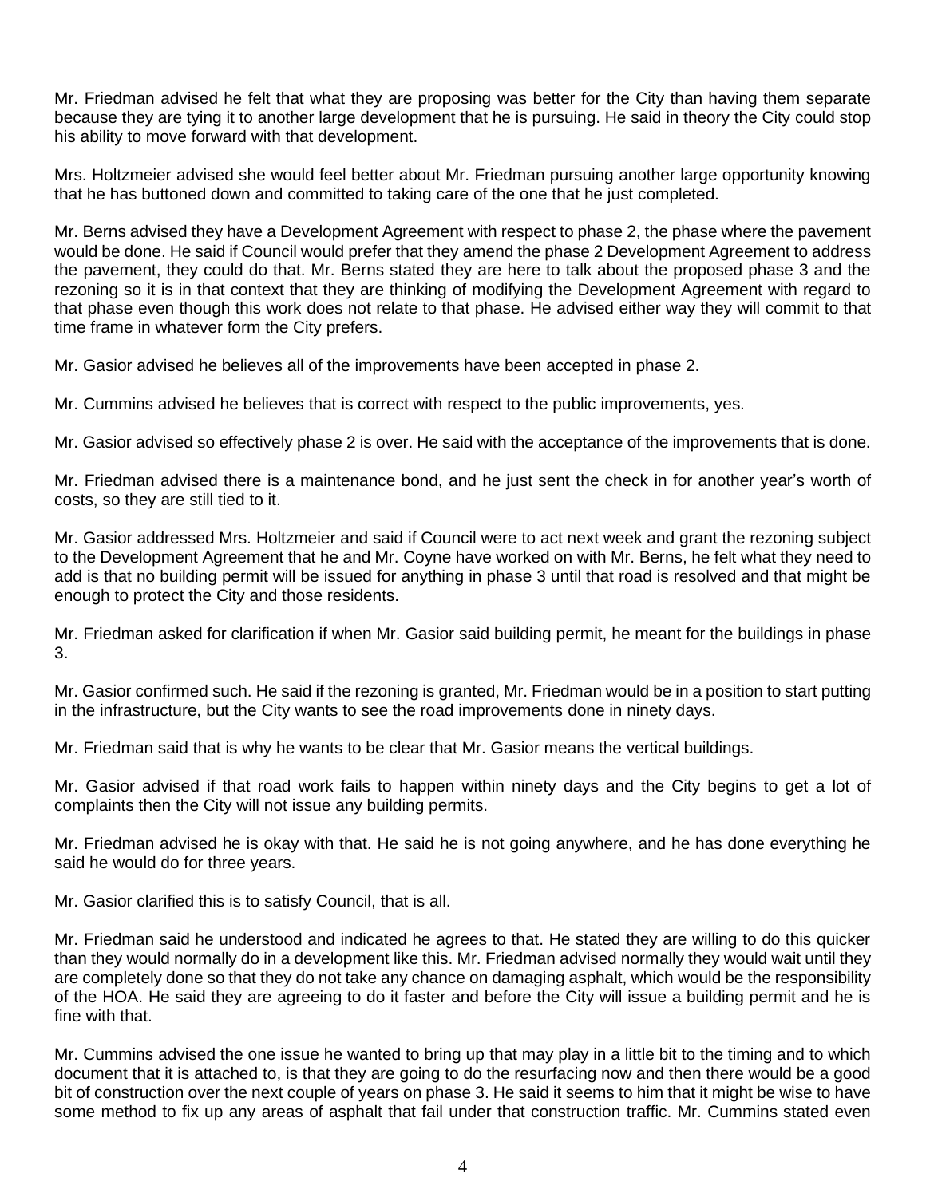Mr. Friedman advised he felt that what they are proposing was better for the City than having them separate because they are tying it to another large development that he is pursuing. He said in theory the City could stop his ability to move forward with that development.

Mrs. Holtzmeier advised she would feel better about Mr. Friedman pursuing another large opportunity knowing that he has buttoned down and committed to taking care of the one that he just completed.

Mr. Berns advised they have a Development Agreement with respect to phase 2, the phase where the pavement would be done. He said if Council would prefer that they amend the phase 2 Development Agreement to address the pavement, they could do that. Mr. Berns stated they are here to talk about the proposed phase 3 and the rezoning so it is in that context that they are thinking of modifying the Development Agreement with regard to that phase even though this work does not relate to that phase. He advised either way they will commit to that time frame in whatever form the City prefers.

Mr. Gasior advised he believes all of the improvements have been accepted in phase 2.

Mr. Cummins advised he believes that is correct with respect to the public improvements, yes.

Mr. Gasior advised so effectively phase 2 is over. He said with the acceptance of the improvements that is done.

Mr. Friedman advised there is a maintenance bond, and he just sent the check in for another year's worth of costs, so they are still tied to it.

Mr. Gasior addressed Mrs. Holtzmeier and said if Council were to act next week and grant the rezoning subject to the Development Agreement that he and Mr. Coyne have worked on with Mr. Berns, he felt what they need to add is that no building permit will be issued for anything in phase 3 until that road is resolved and that might be enough to protect the City and those residents.

Mr. Friedman asked for clarification if when Mr. Gasior said building permit, he meant for the buildings in phase 3.

Mr. Gasior confirmed such. He said if the rezoning is granted, Mr. Friedman would be in a position to start putting in the infrastructure, but the City wants to see the road improvements done in ninety days.

Mr. Friedman said that is why he wants to be clear that Mr. Gasior means the vertical buildings.

Mr. Gasior advised if that road work fails to happen within ninety days and the City begins to get a lot of complaints then the City will not issue any building permits.

Mr. Friedman advised he is okay with that. He said he is not going anywhere, and he has done everything he said he would do for three years.

Mr. Gasior clarified this is to satisfy Council, that is all.

Mr. Friedman said he understood and indicated he agrees to that. He stated they are willing to do this quicker than they would normally do in a development like this. Mr. Friedman advised normally they would wait until they are completely done so that they do not take any chance on damaging asphalt, which would be the responsibility of the HOA. He said they are agreeing to do it faster and before the City will issue a building permit and he is fine with that.

Mr. Cummins advised the one issue he wanted to bring up that may play in a little bit to the timing and to which document that it is attached to, is that they are going to do the resurfacing now and then there would be a good bit of construction over the next couple of years on phase 3. He said it seems to him that it might be wise to have some method to fix up any areas of asphalt that fail under that construction traffic. Mr. Cummins stated even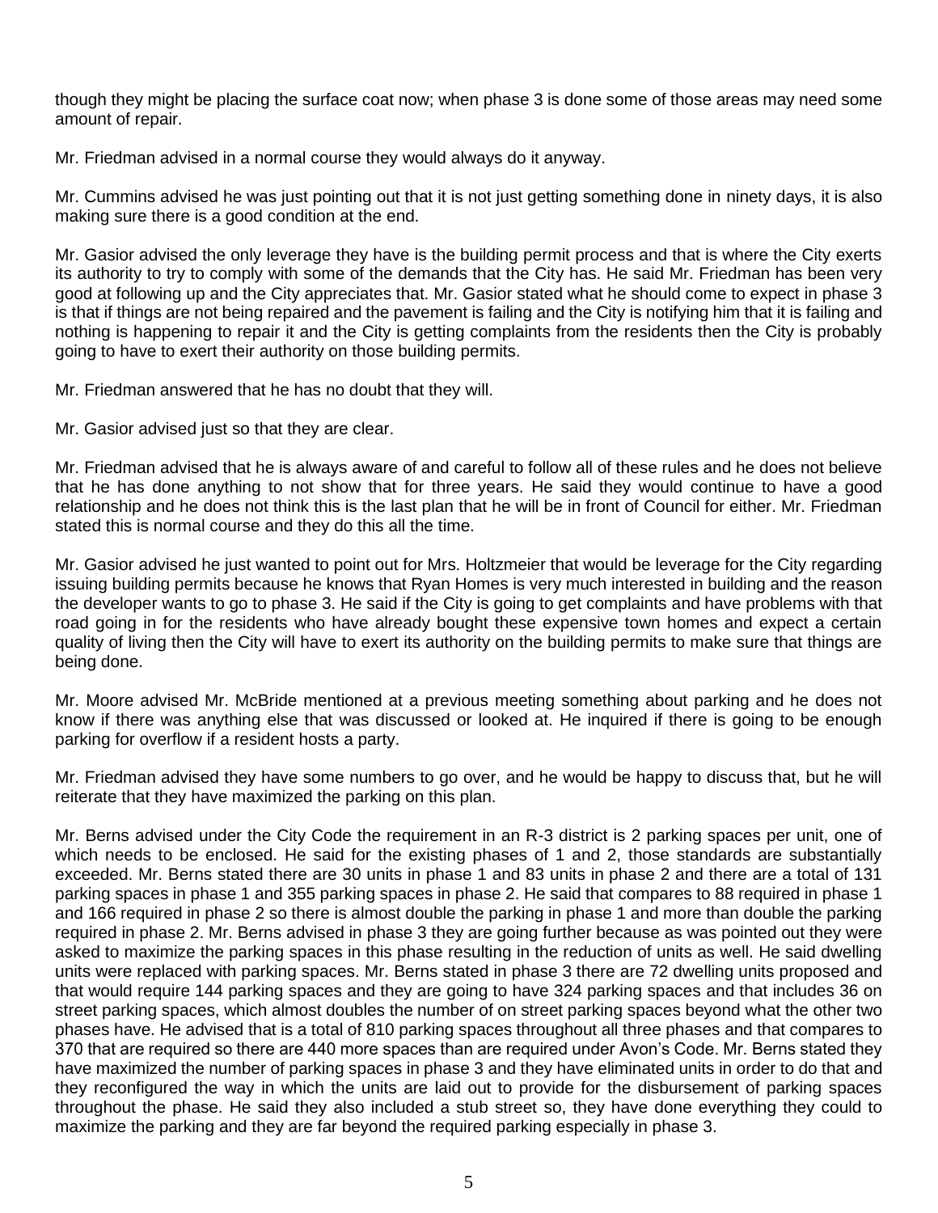though they might be placing the surface coat now; when phase 3 is done some of those areas may need some amount of repair.

Mr. Friedman advised in a normal course they would always do it anyway.

Mr. Cummins advised he was just pointing out that it is not just getting something done in ninety days, it is also making sure there is a good condition at the end.

Mr. Gasior advised the only leverage they have is the building permit process and that is where the City exerts its authority to try to comply with some of the demands that the City has. He said Mr. Friedman has been very good at following up and the City appreciates that. Mr. Gasior stated what he should come to expect in phase 3 is that if things are not being repaired and the pavement is failing and the City is notifying him that it is failing and nothing is happening to repair it and the City is getting complaints from the residents then the City is probably going to have to exert their authority on those building permits.

Mr. Friedman answered that he has no doubt that they will.

Mr. Gasior advised just so that they are clear.

Mr. Friedman advised that he is always aware of and careful to follow all of these rules and he does not believe that he has done anything to not show that for three years. He said they would continue to have a good relationship and he does not think this is the last plan that he will be in front of Council for either. Mr. Friedman stated this is normal course and they do this all the time.

Mr. Gasior advised he just wanted to point out for Mrs. Holtzmeier that would be leverage for the City regarding issuing building permits because he knows that Ryan Homes is very much interested in building and the reason the developer wants to go to phase 3. He said if the City is going to get complaints and have problems with that road going in for the residents who have already bought these expensive town homes and expect a certain quality of living then the City will have to exert its authority on the building permits to make sure that things are being done.

Mr. Moore advised Mr. McBride mentioned at a previous meeting something about parking and he does not know if there was anything else that was discussed or looked at. He inquired if there is going to be enough parking for overflow if a resident hosts a party.

Mr. Friedman advised they have some numbers to go over, and he would be happy to discuss that, but he will reiterate that they have maximized the parking on this plan.

Mr. Berns advised under the City Code the requirement in an R-3 district is 2 parking spaces per unit, one of which needs to be enclosed. He said for the existing phases of 1 and 2, those standards are substantially exceeded. Mr. Berns stated there are 30 units in phase 1 and 83 units in phase 2 and there are a total of 131 parking spaces in phase 1 and 355 parking spaces in phase 2. He said that compares to 88 required in phase 1 and 166 required in phase 2 so there is almost double the parking in phase 1 and more than double the parking required in phase 2. Mr. Berns advised in phase 3 they are going further because as was pointed out they were asked to maximize the parking spaces in this phase resulting in the reduction of units as well. He said dwelling units were replaced with parking spaces. Mr. Berns stated in phase 3 there are 72 dwelling units proposed and that would require 144 parking spaces and they are going to have 324 parking spaces and that includes 36 on street parking spaces, which almost doubles the number of on street parking spaces beyond what the other two phases have. He advised that is a total of 810 parking spaces throughout all three phases and that compares to 370 that are required so there are 440 more spaces than are required under Avon's Code. Mr. Berns stated they have maximized the number of parking spaces in phase 3 and they have eliminated units in order to do that and they reconfigured the way in which the units are laid out to provide for the disbursement of parking spaces throughout the phase. He said they also included a stub street so, they have done everything they could to maximize the parking and they are far beyond the required parking especially in phase 3.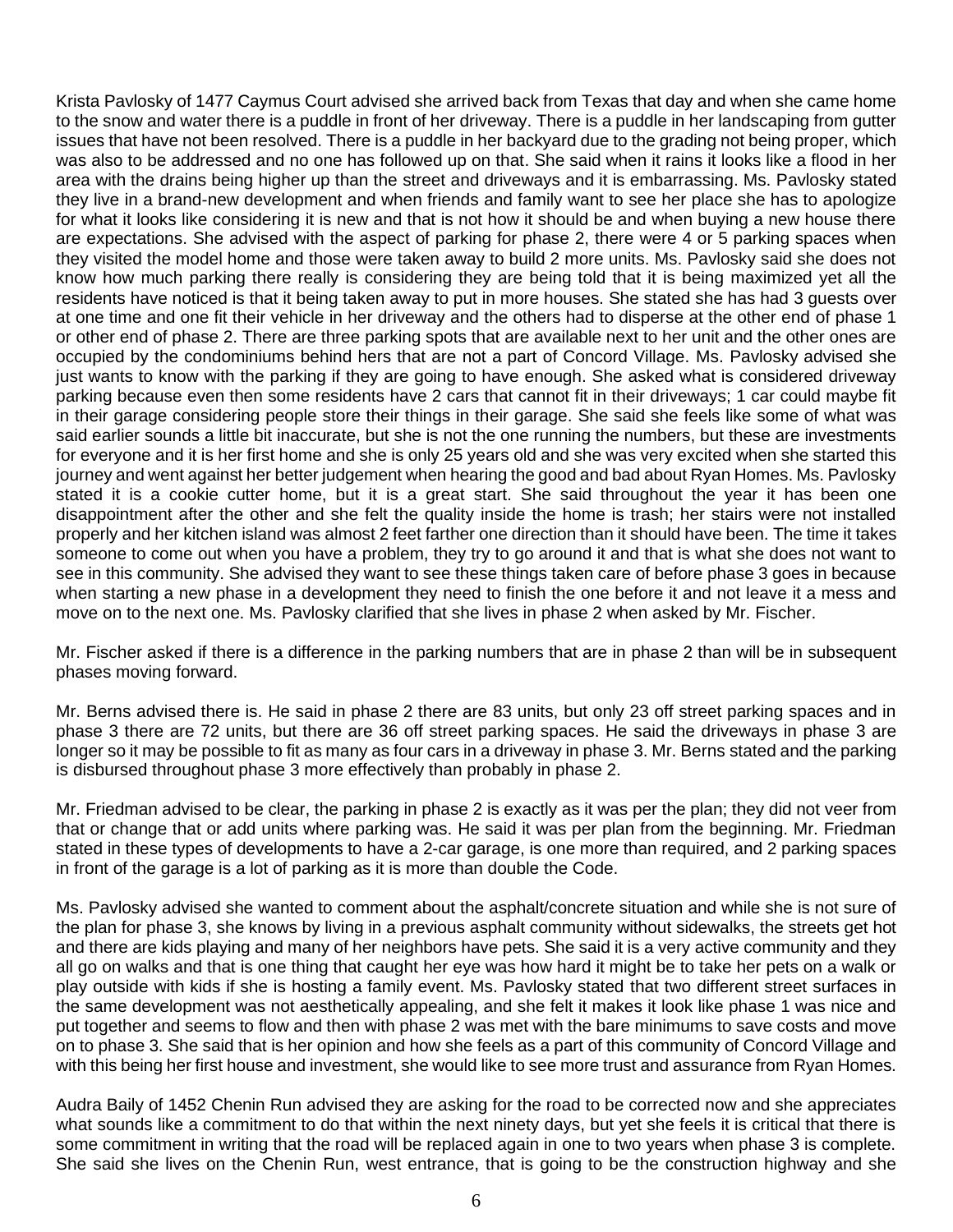Krista Pavlosky of 1477 Caymus Court advised she arrived back from Texas that day and when she came home to the snow and water there is a puddle in front of her driveway. There is a puddle in her landscaping from gutter issues that have not been resolved. There is a puddle in her backyard due to the grading not being proper, which was also to be addressed and no one has followed up on that. She said when it rains it looks like a flood in her area with the drains being higher up than the street and driveways and it is embarrassing. Ms. Pavlosky stated they live in a brand-new development and when friends and family want to see her place she has to apologize for what it looks like considering it is new and that is not how it should be and when buying a new house there are expectations. She advised with the aspect of parking for phase 2, there were 4 or 5 parking spaces when they visited the model home and those were taken away to build 2 more units. Ms. Pavlosky said she does not know how much parking there really is considering they are being told that it is being maximized yet all the residents have noticed is that it being taken away to put in more houses. She stated she has had 3 guests over at one time and one fit their vehicle in her driveway and the others had to disperse at the other end of phase 1 or other end of phase 2. There are three parking spots that are available next to her unit and the other ones are occupied by the condominiums behind hers that are not a part of Concord Village. Ms. Pavlosky advised she just wants to know with the parking if they are going to have enough. She asked what is considered driveway parking because even then some residents have 2 cars that cannot fit in their driveways; 1 car could maybe fit in their garage considering people store their things in their garage. She said she feels like some of what was said earlier sounds a little bit inaccurate, but she is not the one running the numbers, but these are investments for everyone and it is her first home and she is only 25 years old and she was very excited when she started this journey and went against her better judgement when hearing the good and bad about Ryan Homes. Ms. Pavlosky stated it is a cookie cutter home, but it is a great start. She said throughout the year it has been one disappointment after the other and she felt the quality inside the home is trash; her stairs were not installed properly and her kitchen island was almost 2 feet farther one direction than it should have been. The time it takes someone to come out when you have a problem, they try to go around it and that is what she does not want to see in this community. She advised they want to see these things taken care of before phase 3 goes in because when starting a new phase in a development they need to finish the one before it and not leave it a mess and move on to the next one. Ms. Pavlosky clarified that she lives in phase 2 when asked by Mr. Fischer.

Mr. Fischer asked if there is a difference in the parking numbers that are in phase 2 than will be in subsequent phases moving forward.

Mr. Berns advised there is. He said in phase 2 there are 83 units, but only 23 off street parking spaces and in phase 3 there are 72 units, but there are 36 off street parking spaces. He said the driveways in phase 3 are longer so it may be possible to fit as many as four cars in a driveway in phase 3. Mr. Berns stated and the parking is disbursed throughout phase 3 more effectively than probably in phase 2.

Mr. Friedman advised to be clear, the parking in phase 2 is exactly as it was per the plan; they did not veer from that or change that or add units where parking was. He said it was per plan from the beginning. Mr. Friedman stated in these types of developments to have a 2-car garage, is one more than required, and 2 parking spaces in front of the garage is a lot of parking as it is more than double the Code.

Ms. Pavlosky advised she wanted to comment about the asphalt/concrete situation and while she is not sure of the plan for phase 3, she knows by living in a previous asphalt community without sidewalks, the streets get hot and there are kids playing and many of her neighbors have pets. She said it is a very active community and they all go on walks and that is one thing that caught her eye was how hard it might be to take her pets on a walk or play outside with kids if she is hosting a family event. Ms. Pavlosky stated that two different street surfaces in the same development was not aesthetically appealing, and she felt it makes it look like phase 1 was nice and put together and seems to flow and then with phase 2 was met with the bare minimums to save costs and move on to phase 3. She said that is her opinion and how she feels as a part of this community of Concord Village and with this being her first house and investment, she would like to see more trust and assurance from Ryan Homes.

Audra Baily of 1452 Chenin Run advised they are asking for the road to be corrected now and she appreciates what sounds like a commitment to do that within the next ninety days, but yet she feels it is critical that there is some commitment in writing that the road will be replaced again in one to two years when phase 3 is complete. She said she lives on the Chenin Run, west entrance, that is going to be the construction highway and she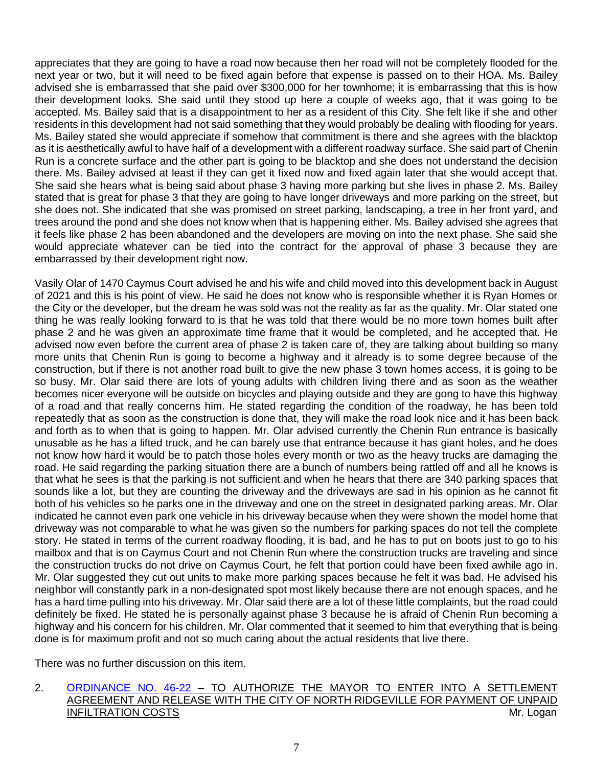appreciates that they are going to have a road now because then her road will not be completely flooded for the next year or two, but it will need to be fixed again before that expense is passed on to their HOA. Ms. Bailey advised she is embarrassed that she paid over $300,000 for her townhome; it is embarrassing that this is how their development looks. She said until they stood up here a couple of weeks ago, that it was going to be accepted. Ms. Bailey said that is a disappointment to her as a resident of this City. She felt like if she and other residents in this development had not said something that they would probably be dealing with flooding for years. Ms. Bailey stated she would appreciate if somehow that commitment is there and she agrees with the blacktop as it is aesthetically awful to have half of a development with a different roadway surface. She said part of Chenin Run is a concrete surface and the other part is going to be blacktop and she does not understand the decision there. Ms. Bailey advised at least if they can get it fixed now and fixed again later that she would accept that. She said she hears what is being said about phase 3 having more parking but she lives in phase 2. Ms. Bailey stated that is great for phase 3 that they are going to have longer driveways and more parking on the street, but she does not. She indicated that she was promised on street parking, landscaping, a tree in her front yard, and trees around the pond and she does not know when that is happening either. Ms. Bailey advised she agrees that it feels like phase 2 has been abandoned and the developers are moving on into the next phase. She said she would appreciate whatever can be tied into the contract for the approval of phase 3 because they are embarrassed by their development right now.

Vasily Olar of 1470 Caymus Court advised he and his wife and child moved into this development back in August of 2021 and this is his point of view. He said he does not know who is responsible whether it is Ryan Homes or the City or the developer, but the dream he was sold was not the reality as far as the quality. Mr. Olar stated one thing he was really looking forward to is that he was told that there would be no more town homes built after phase 2 and he was given an approximate time frame that it would be completed, and he accepted that. He advised now even before the current area of phase 2 is taken care of, they are talking about building so many more units that Chenin Run is going to become a highway and it already is to some degree because of the construction, but if there is not another road built to give the new phase 3 town homes access, it is going to be so busy. Mr. Olar said there are lots of young adults with children living there and as soon as the weather becomes nicer everyone will be outside on bicycles and playing outside and they are gong to have this highway of a road and that really concerns him. He stated regarding the condition of the roadway, he has been told repeatedly that as soon as the construction is done that, they will make the road look nice and it has been back and forth as to when that is going to happen. Mr. Olar advised currently the Chenin Run entrance is basically unusable as he has a lifted truck, and he can barely use that entrance because it has giant holes, and he does not know how hard it would be to patch those holes every month or two as the heavy trucks are damaging the road. He said regarding the parking situation there are a bunch of numbers being rattled off and all he knows is that what he sees is that the parking is not sufficient and when he hears that there are 340 parking spaces that sounds like a lot, but they are counting the driveway and the driveways are sad in his opinion as he cannot fit both of his vehicles so he parks one in the driveway and one on the street in designated parking areas. Mr. Olar indicated he cannot even park one vehicle in his driveway because when they were shown the model home that driveway was not comparable to what he was given so the numbers for parking spaces do not tell the complete story. He stated in terms of the current roadway flooding, it is bad, and he has to put on boots just to go to his mailbox and that is on Caymus Court and not Chenin Run where the construction trucks are traveling and since the construction trucks do not drive on Caymus Court, he felt that portion could have been fixed awhile ago in. Mr. Olar suggested they cut out units to make more parking spaces because he felt it was bad. He advised his neighbor will constantly park in a non-designated spot most likely because there are not enough spaces, and he has a hard time pulling into his driveway. Mr. Olar said there are a lot of these little complaints, but the road could definitely be fixed. He stated he is personally against phase 3 because he is afraid of Chenin Run becoming a highway and his concern for his children. Mr. Olar commented that it seemed to him that everything that is being done is for maximum profit and not so much caring about the actual residents that live there.

There was no further discussion on this item.

2. ORDINANCE NO. 46-22 – TO AUTHORIZE THE MAYOR TO ENTER INTO A SETTLEMENT AGREEMENT AND RELEASE WITH THE CITY OF NORTH RIDGEVILLE FOR PAYMENT OF UNPAID INFILTRATION COSTS Mr. Logan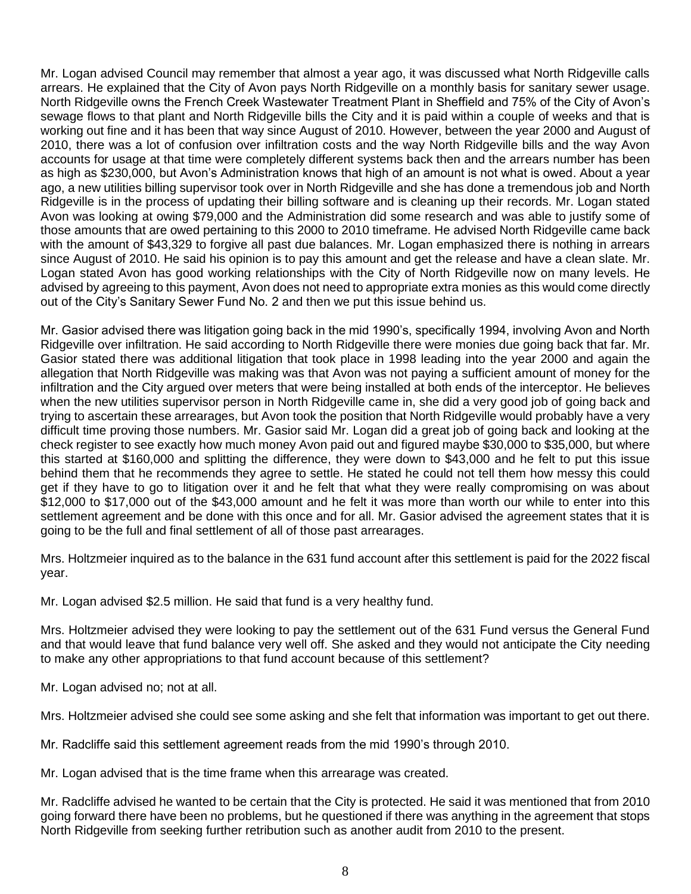Mr. Logan advised Council may remember that almost a year ago, it was discussed what North Ridgeville calls arrears. He explained that the City of Avon pays North Ridgeville on a monthly basis for sanitary sewer usage. North Ridgeville owns the French Creek Wastewater Treatment Plant in Sheffield and 75% of the City of Avon's sewage flows to that plant and North Ridgeville bills the City and it is paid within a couple of weeks and that is working out fine and it has been that way since August of 2010. However, between the year 2000 and August of 2010, there was a lot of confusion over infiltration costs and the way North Ridgeville bills and the way Avon accounts for usage at that time were completely different systems back then and the arrears number has been as high as $230,000, but Avon's Administration knows that high of an amount is not what is owed. About a year ago, a new utilities billing supervisor took over in North Ridgeville and she has done a tremendous job and North Ridgeville is in the process of updating their billing software and is cleaning up their records. Mr. Logan stated Avon was looking at owing $79,000 and the Administration did some research and was able to justify some of those amounts that are owed pertaining to this 2000 to 2010 timeframe. He advised North Ridgeville came back with the amount of $43,329 to forgive all past due balances. Mr. Logan emphasized there is nothing in arrears since August of 2010. He said his opinion is to pay this amount and get the release and have a clean slate. Mr. Logan stated Avon has good working relationships with the City of North Ridgeville now on many levels. He advised by agreeing to this payment, Avon does not need to appropriate extra monies as this would come directly out of the City's Sanitary Sewer Fund No. 2 and then we put this issue behind us.

Mr. Gasior advised there was litigation going back in the mid 1990's, specifically 1994, involving Avon and North Ridgeville over infiltration. He said according to North Ridgeville there were monies due going back that far. Mr. Gasior stated there was additional litigation that took place in 1998 leading into the year 2000 and again the allegation that North Ridgeville was making was that Avon was not paying a sufficient amount of money for the infiltration and the City argued over meters that were being installed at both ends of the interceptor. He believes when the new utilities supervisor person in North Ridgeville came in, she did a very good job of going back and trying to ascertain these arrearages, but Avon took the position that North Ridgeville would probably have a very difficult time proving those numbers. Mr. Gasior said Mr. Logan did a great job of going back and looking at the check register to see exactly how much money Avon paid out and figured maybe $30,000 to $35,000, but where this started at $160,000 and splitting the difference, they were down to $43,000 and he felt to put this issue behind them that he recommends they agree to settle. He stated he could not tell them how messy this could get if they have to go to litigation over it and he felt that what they were really compromising on was about $12,000 to $17,000 out of the $43,000 amount and he felt it was more than worth our while to enter into this settlement agreement and be done with this once and for all. Mr. Gasior advised the agreement states that it is going to be the full and final settlement of all of those past arrearages.

Mrs. Holtzmeier inquired as to the balance in the 631 fund account after this settlement is paid for the 2022 fiscal year.

Mr. Logan advised $2.5 million. He said that fund is a very healthy fund.

Mrs. Holtzmeier advised they were looking to pay the settlement out of the 631 Fund versus the General Fund and that would leave that fund balance very well off. She asked and they would not anticipate the City needing to make any other appropriations to that fund account because of this settlement?

Mr. Logan advised no; not at all.

Mrs. Holtzmeier advised she could see some asking and she felt that information was important to get out there.

Mr. Radcliffe said this settlement agreement reads from the mid 1990's through 2010.

Mr. Logan advised that is the time frame when this arrearage was created.

Mr. Radcliffe advised he wanted to be certain that the City is protected. He said it was mentioned that from 2010 going forward there have been no problems, but he questioned if there was anything in the agreement that stops North Ridgeville from seeking further retribution such as another audit from 2010 to the present.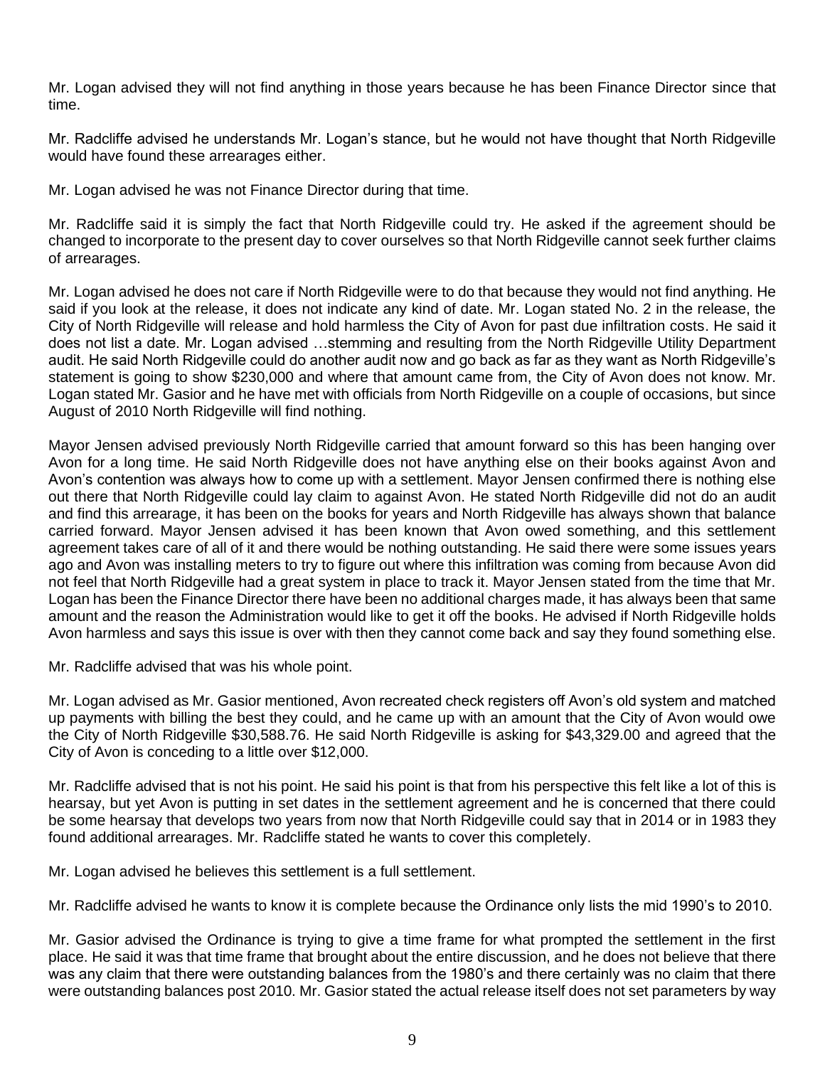Mr. Logan advised they will not find anything in those years because he has been Finance Director since that time.

Mr. Radcliffe advised he understands Mr. Logan's stance, but he would not have thought that North Ridgeville would have found these arrearages either.

Mr. Logan advised he was not Finance Director during that time.

Mr. Radcliffe said it is simply the fact that North Ridgeville could try. He asked if the agreement should be changed to incorporate to the present day to cover ourselves so that North Ridgeville cannot seek further claims of arrearages.

Mr. Logan advised he does not care if North Ridgeville were to do that because they would not find anything. He said if you look at the release, it does not indicate any kind of date. Mr. Logan stated No. 2 in the release, the City of North Ridgeville will release and hold harmless the City of Avon for past due infiltration costs. He said it does not list a date. Mr. Logan advised …stemming and resulting from the North Ridgeville Utility Department audit. He said North Ridgeville could do another audit now and go back as far as they want as North Ridgeville's statement is going to show $230,000 and where that amount came from, the City of Avon does not know. Mr. Logan stated Mr. Gasior and he have met with officials from North Ridgeville on a couple of occasions, but since August of 2010 North Ridgeville will find nothing.

Mayor Jensen advised previously North Ridgeville carried that amount forward so this has been hanging over Avon for a long time. He said North Ridgeville does not have anything else on their books against Avon and Avon's contention was always how to come up with a settlement. Mayor Jensen confirmed there is nothing else out there that North Ridgeville could lay claim to against Avon. He stated North Ridgeville did not do an audit and find this arrearage, it has been on the books for years and North Ridgeville has always shown that balance carried forward. Mayor Jensen advised it has been known that Avon owed something, and this settlement agreement takes care of all of it and there would be nothing outstanding. He said there were some issues years ago and Avon was installing meters to try to figure out where this infiltration was coming from because Avon did not feel that North Ridgeville had a great system in place to track it. Mayor Jensen stated from the time that Mr. Logan has been the Finance Director there have been no additional charges made, it has always been that same amount and the reason the Administration would like to get it off the books. He advised if North Ridgeville holds Avon harmless and says this issue is over with then they cannot come back and say they found something else.

Mr. Radcliffe advised that was his whole point.

Mr. Logan advised as Mr. Gasior mentioned, Avon recreated check registers off Avon's old system and matched up payments with billing the best they could, and he came up with an amount that the City of Avon would owe the City of North Ridgeville $30,588.76. He said North Ridgeville is asking for $43,329.00 and agreed that the City of Avon is conceding to a little over $12,000.

Mr. Radcliffe advised that is not his point. He said his point is that from his perspective this felt like a lot of this is hearsay, but yet Avon is putting in set dates in the settlement agreement and he is concerned that there could be some hearsay that develops two years from now that North Ridgeville could say that in 2014 or in 1983 they found additional arrearages. Mr. Radcliffe stated he wants to cover this completely.

Mr. Logan advised he believes this settlement is a full settlement.

Mr. Radcliffe advised he wants to know it is complete because the Ordinance only lists the mid 1990's to 2010.

Mr. Gasior advised the Ordinance is trying to give a time frame for what prompted the settlement in the first place. He said it was that time frame that brought about the entire discussion, and he does not believe that there was any claim that there were outstanding balances from the 1980's and there certainly was no claim that there were outstanding balances post 2010. Mr. Gasior stated the actual release itself does not set parameters by way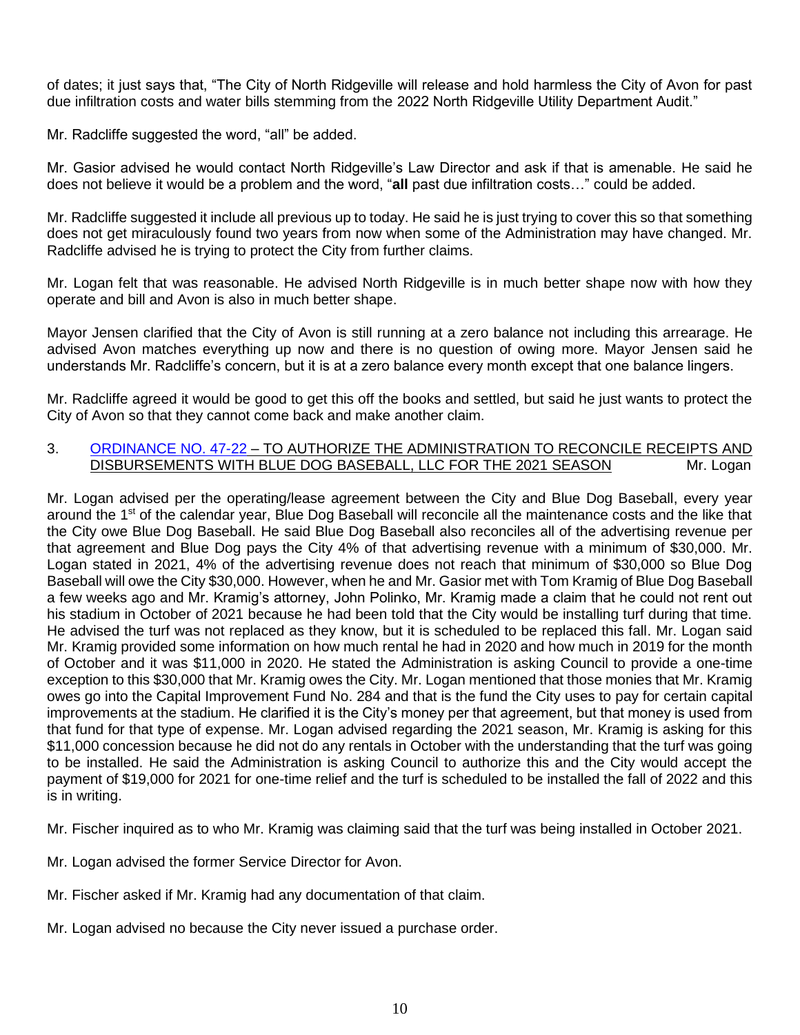of dates; it just says that, "The City of North Ridgeville will release and hold harmless the City of Avon for past due infiltration costs and water bills stemming from the 2022 North Ridgeville Utility Department Audit."

Mr. Radcliffe suggested the word, "all" be added.

Mr. Gasior advised he would contact North Ridgeville's Law Director and ask if that is amenable. He said he does not believe it would be a problem and the word, "**all** past due infiltration costs…" could be added.

Mr. Radcliffe suggested it include all previous up to today. He said he is just trying to cover this so that something does not get miraculously found two years from now when some of the Administration may have changed. Mr. Radcliffe advised he is trying to protect the City from further claims.

Mr. Logan felt that was reasonable. He advised North Ridgeville is in much better shape now with how they operate and bill and Avon is also in much better shape.

Mayor Jensen clarified that the City of Avon is still running at a zero balance not including this arrearage. He advised Avon matches everything up now and there is no question of owing more. Mayor Jensen said he understands Mr. Radcliffe's concern, but it is at a zero balance every month except that one balance lingers.

Mr. Radcliffe agreed it would be good to get this off the books and settled, but said he just wants to protect the City of Avon so that they cannot come back and make another claim.

3. ORDINANCE NO. 47-22 – TO AUTHORIZE THE ADMINISTRATION TO RECONCILE RECEIPTS AND DISBURSEMENTS WITH BLUE DOG BASEBALL, LLC FOR THE 2021 SEASON Mr. Logan

Mr. Logan advised per the operating/lease agreement between the City and Blue Dog Baseball, every year around the 1st of the calendar year, Blue Dog Baseball will reconcile all the maintenance costs and the like that the City owe Blue Dog Baseball. He said Blue Dog Baseball also reconciles all of the advertising revenue per that agreement and Blue Dog pays the City 4% of that advertising revenue with a minimum of $30,000. Mr. Logan stated in 2021, 4% of the advertising revenue does not reach that minimum of $30,000 so Blue Dog Baseball will owe the City $30,000. However, when he and Mr. Gasior met with Tom Kramig of Blue Dog Baseball a few weeks ago and Mr. Kramig's attorney, John Polinko, Mr. Kramig made a claim that he could not rent out his stadium in October of 2021 because he had been told that the City would be installing turf during that time. He advised the turf was not replaced as they know, but it is scheduled to be replaced this fall. Mr. Logan said Mr. Kramig provided some information on how much rental he had in 2020 and how much in 2019 for the month of October and it was $11,000 in 2020. He stated the Administration is asking Council to provide a one-time exception to this $30,000 that Mr. Kramig owes the City. Mr. Logan mentioned that those monies that Mr. Kramig owes go into the Capital Improvement Fund No. 284 and that is the fund the City uses to pay for certain capital improvements at the stadium. He clarified it is the City's money per that agreement, but that money is used from that fund for that type of expense. Mr. Logan advised regarding the 2021 season, Mr. Kramig is asking for this $11,000 concession because he did not do any rentals in October with the understanding that the turf was going to be installed. He said the Administration is asking Council to authorize this and the City would accept the payment of $19,000 for 2021 for one-time relief and the turf is scheduled to be installed the fall of 2022 and this is in writing.

Mr. Fischer inquired as to who Mr. Kramig was claiming said that the turf was being installed in October 2021.

Mr. Logan advised the former Service Director for Avon.

Mr. Fischer asked if Mr. Kramig had any documentation of that claim.

Mr. Logan advised no because the City never issued a purchase order.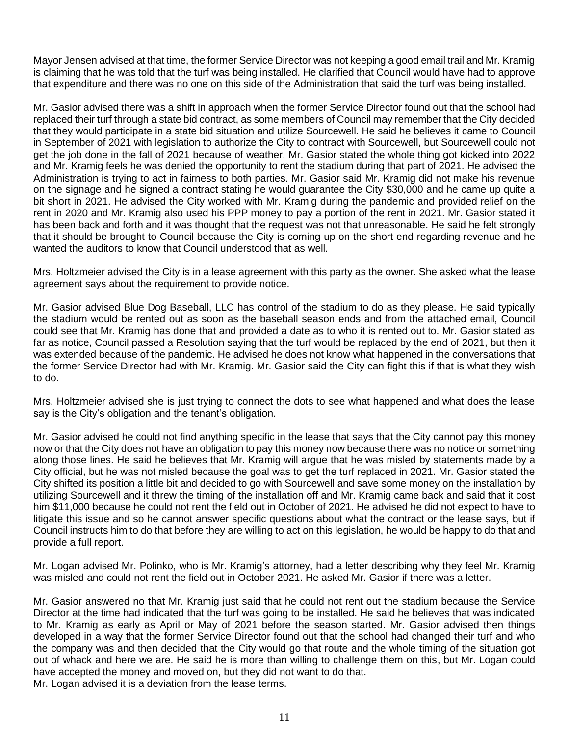Mayor Jensen advised at that time, the former Service Director was not keeping a good email trail and Mr. Kramig is claiming that he was told that the turf was being installed. He clarified that Council would have had to approve that expenditure and there was no one on this side of the Administration that said the turf was being installed.

Mr. Gasior advised there was a shift in approach when the former Service Director found out that the school had replaced their turf through a state bid contract, as some members of Council may remember that the City decided that they would participate in a state bid situation and utilize Sourcewell. He said he believes it came to Council in September of 2021 with legislation to authorize the City to contract with Sourcewell, but Sourcewell could not get the job done in the fall of 2021 because of weather. Mr. Gasior stated the whole thing got kicked into 2022 and Mr. Kramig feels he was denied the opportunity to rent the stadium during that part of 2021. He advised the Administration is trying to act in fairness to both parties. Mr. Gasior said Mr. Kramig did not make his revenue on the signage and he signed a contract stating he would guarantee the City $30,000 and he came up quite a bit short in 2021. He advised the City worked with Mr. Kramig during the pandemic and provided relief on the rent in 2020 and Mr. Kramig also used his PPP money to pay a portion of the rent in 2021. Mr. Gasior stated it has been back and forth and it was thought that the request was not that unreasonable. He said he felt strongly that it should be brought to Council because the City is coming up on the short end regarding revenue and he wanted the auditors to know that Council understood that as well.

Mrs. Holtzmeier advised the City is in a lease agreement with this party as the owner. She asked what the lease agreement says about the requirement to provide notice.

Mr. Gasior advised Blue Dog Baseball, LLC has control of the stadium to do as they please. He said typically the stadium would be rented out as soon as the baseball season ends and from the attached email, Council could see that Mr. Kramig has done that and provided a date as to who it is rented out to. Mr. Gasior stated as far as notice, Council passed a Resolution saying that the turf would be replaced by the end of 2021, but then it was extended because of the pandemic. He advised he does not know what happened in the conversations that the former Service Director had with Mr. Kramig. Mr. Gasior said the City can fight this if that is what they wish to do.

Mrs. Holtzmeier advised she is just trying to connect the dots to see what happened and what does the lease say is the City's obligation and the tenant's obligation.

Mr. Gasior advised he could not find anything specific in the lease that says that the City cannot pay this money now or that the City does not have an obligation to pay this money now because there was no notice or something along those lines. He said he believes that Mr. Kramig will argue that he was misled by statements made by a City official, but he was not misled because the goal was to get the turf replaced in 2021. Mr. Gasior stated the City shifted its position a little bit and decided to go with Sourcewell and save some money on the installation by utilizing Sourcewell and it threw the timing of the installation off and Mr. Kramig came back and said that it cost him $11,000 because he could not rent the field out in October of 2021. He advised he did not expect to have to litigate this issue and so he cannot answer specific questions about what the contract or the lease says, but if Council instructs him to do that before they are willing to act on this legislation, he would be happy to do that and provide a full report.

Mr. Logan advised Mr. Polinko, who is Mr. Kramig's attorney, had a letter describing why they feel Mr. Kramig was misled and could not rent the field out in October 2021. He asked Mr. Gasior if there was a letter.

Mr. Gasior answered no that Mr. Kramig just said that he could not rent out the stadium because the Service Director at the time had indicated that the turf was going to be installed. He said he believes that was indicated to Mr. Kramig as early as April or May of 2021 before the season started. Mr. Gasior advised then things developed in a way that the former Service Director found out that the school had changed their turf and who the company was and then decided that the City would go that route and the whole timing of the situation got out of whack and here we are. He said he is more than willing to challenge them on this, but Mr. Logan could have accepted the money and moved on, but they did not want to do that.

Mr. Logan advised it is a deviation from the lease terms.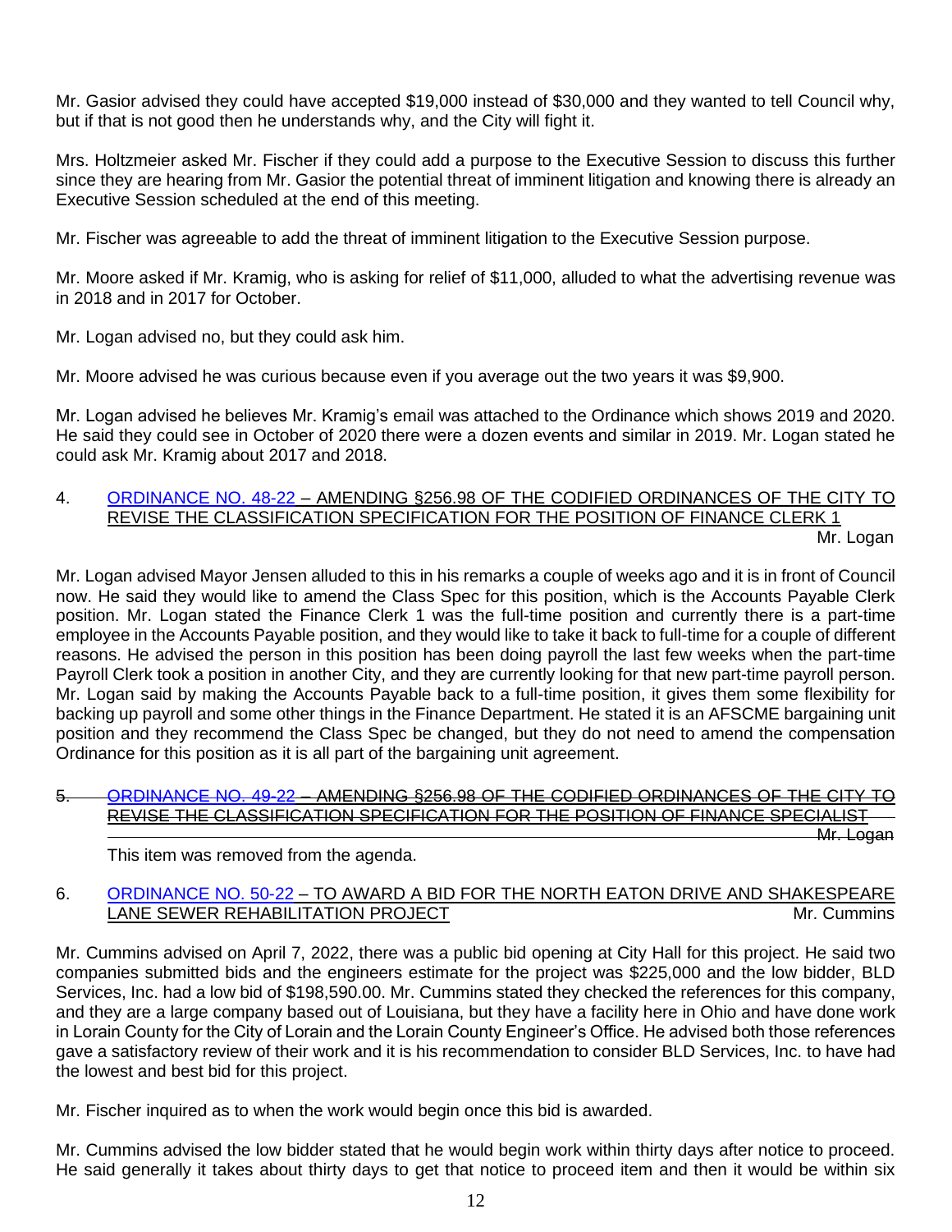Mr. Gasior advised they could have accepted $19,000 instead of $30,000 and they wanted to tell Council why, but if that is not good then he understands why, and the City will fight it.

Mrs. Holtzmeier asked Mr. Fischer if they could add a purpose to the Executive Session to discuss this further since they are hearing from Mr. Gasior the potential threat of imminent litigation and knowing there is already an Executive Session scheduled at the end of this meeting.

Mr. Fischer was agreeable to add the threat of imminent litigation to the Executive Session purpose.

Mr. Moore asked if Mr. Kramig, who is asking for relief of $11,000, alluded to what the advertising revenue was in 2018 and in 2017 for October.

Mr. Logan advised no, but they could ask him.

Mr. Moore advised he was curious because even if you average out the two years it was $9,900.

Mr. Logan advised he believes Mr. Kramig's email was attached to the Ordinance which shows 2019 and 2020. He said they could see in October of 2020 there were a dozen events and similar in 2019. Mr. Logan stated he could ask Mr. Kramig about 2017 and 2018.

4. <u>ORDINANCE NO. 48-22 – AMENDING §256.98 OF THE CODIFIED ORDINANCES OF THE CITY TO REVISE THE CLASSIFICATION SPECIFICATION FOR THE POSITION OF FINANCE CLERK 1</u> Mr. Logan

Mr. Logan advised Mayor Jensen alluded to this in his remarks a couple of weeks ago and it is in front of Council now. He said they would like to amend the Class Spec for this position, which is the Accounts Payable Clerk position. Mr. Logan stated the Finance Clerk 1 was the full-time position and currently there is a part-time employee in the Accounts Payable position, and they would like to take it back to full-time for a couple of different reasons. He advised the person in this position has been doing payroll the last few weeks when the part-time Payroll Clerk took a position in another City, and they are currently looking for that new part-time payroll person. Mr. Logan said by making the Accounts Payable back to a full-time position, it gives them some flexibility for backing up payroll and some other things in the Finance Department. He stated it is an AFSCME bargaining unit position and they recommend the Class Spec be changed, but they do not need to amend the compensation Ordinance for this position as it is all part of the bargaining unit agreement.

~~5. ORDINANCE NO. 49-22 – AMENDING §256.98 OF THE CODIFIED ORDINANCES OF THE CITY TO REVISE THE CLASSIFICATION SPECIFICATION FOR THE POSITION OF FINANCE SPECIALIST Mr. Logan~~

This item was removed from the agenda.

6. <u>ORDINANCE NO. 50-22 – TO AWARD A BID FOR THE NORTH EATON DRIVE AND SHAKESPEARE LANE SEWER REHABILITATION PROJECT</u> Mr. Cummins

Mr. Cummins advised on April 7, 2022, there was a public bid opening at City Hall for this project. He said two companies submitted bids and the engineers estimate for the project was $225,000 and the low bidder, BLD Services, Inc. had a low bid of $198,590.00. Mr. Cummins stated they checked the references for this company, and they are a large company based out of Louisiana, but they have a facility here in Ohio and have done work in Lorain County for the City of Lorain and the Lorain County Engineer's Office. He advised both those references gave a satisfactory review of their work and it is his recommendation to consider BLD Services, Inc. to have had the lowest and best bid for this project.

Mr. Fischer inquired as to when the work would begin once this bid is awarded.

Mr. Cummins advised the low bidder stated that he would begin work within thirty days after notice to proceed. He said generally it takes about thirty days to get that notice to proceed item and then it would be within six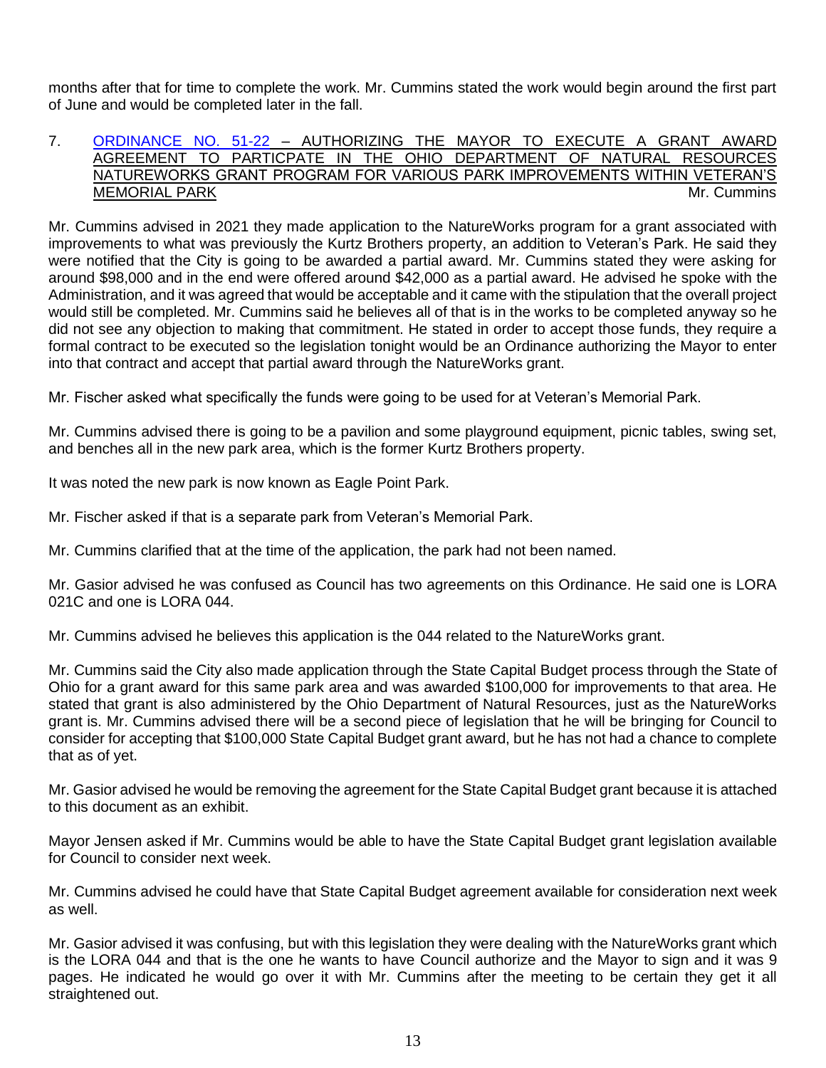months after that for time to complete the work. Mr. Cummins stated the work would begin around the first part of June and would be completed later in the fall.

7. ORDINANCE NO. 51-22 – AUTHORIZING THE MAYOR TO EXECUTE A GRANT AWARD AGREEMENT TO PARTICPATE IN THE OHIO DEPARTMENT OF NATURAL RESOURCES NATUREWORKS GRANT PROGRAM FOR VARIOUS PARK IMPROVEMENTS WITHIN VETERAN'S MEMORIAL PARK Mr. Cummins

Mr. Cummins advised in 2021 they made application to the NatureWorks program for a grant associated with improvements to what was previously the Kurtz Brothers property, an addition to Veteran's Park. He said they were notified that the City is going to be awarded a partial award. Mr. Cummins stated they were asking for around $98,000 and in the end were offered around $42,000 as a partial award. He advised he spoke with the Administration, and it was agreed that would be acceptable and it came with the stipulation that the overall project would still be completed. Mr. Cummins said he believes all of that is in the works to be completed anyway so he did not see any objection to making that commitment. He stated in order to accept those funds, they require a formal contract to be executed so the legislation tonight would be an Ordinance authorizing the Mayor to enter into that contract and accept that partial award through the NatureWorks grant.

Mr. Fischer asked what specifically the funds were going to be used for at Veteran's Memorial Park.

Mr. Cummins advised there is going to be a pavilion and some playground equipment, picnic tables, swing set, and benches all in the new park area, which is the former Kurtz Brothers property.

It was noted the new park is now known as Eagle Point Park.

Mr. Fischer asked if that is a separate park from Veteran's Memorial Park.

Mr. Cummins clarified that at the time of the application, the park had not been named.

Mr. Gasior advised he was confused as Council has two agreements on this Ordinance. He said one is LORA 021C and one is LORA 044.

Mr. Cummins advised he believes this application is the 044 related to the NatureWorks grant.

Mr. Cummins said the City also made application through the State Capital Budget process through the State of Ohio for a grant award for this same park area and was awarded $100,000 for improvements to that area. He stated that grant is also administered by the Ohio Department of Natural Resources, just as the NatureWorks grant is. Mr. Cummins advised there will be a second piece of legislation that he will be bringing for Council to consider for accepting that $100,000 State Capital Budget grant award, but he has not had a chance to complete that as of yet.

Mr. Gasior advised he would be removing the agreement for the State Capital Budget grant because it is attached to this document as an exhibit.

Mayor Jensen asked if Mr. Cummins would be able to have the State Capital Budget grant legislation available for Council to consider next week.

Mr. Cummins advised he could have that State Capital Budget agreement available for consideration next week as well.

Mr. Gasior advised it was confusing, but with this legislation they were dealing with the NatureWorks grant which is the LORA 044 and that is the one he wants to have Council authorize and the Mayor to sign and it was 9 pages. He indicated he would go over it with Mr. Cummins after the meeting to be certain they get it all straightened out.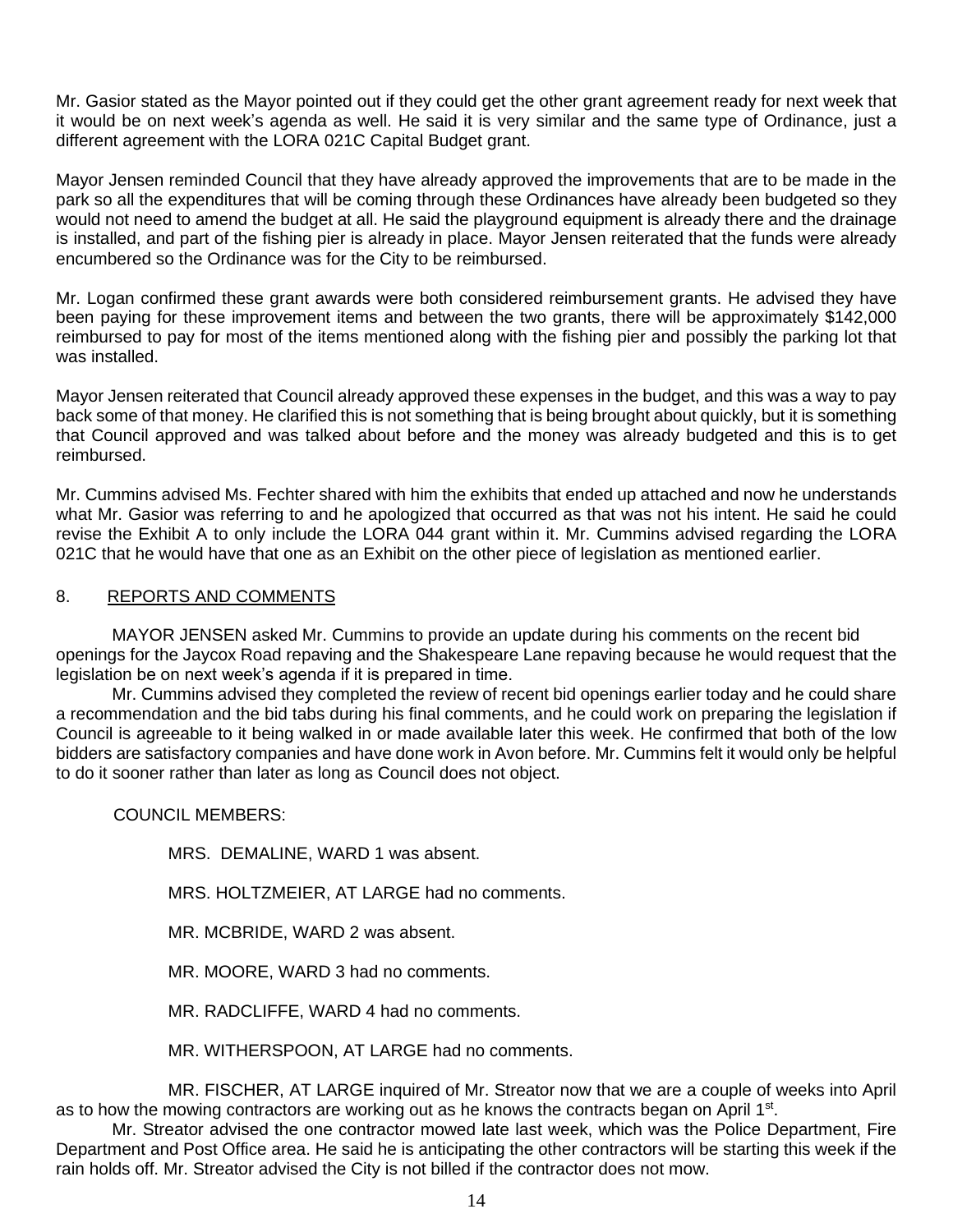Mr. Gasior stated as the Mayor pointed out if they could get the other grant agreement ready for next week that it would be on next week's agenda as well. He said it is very similar and the same type of Ordinance, just a different agreement with the LORA 021C Capital Budget grant.

Mayor Jensen reminded Council that they have already approved the improvements that are to be made in the park so all the expenditures that will be coming through these Ordinances have already been budgeted so they would not need to amend the budget at all. He said the playground equipment is already there and the drainage is installed, and part of the fishing pier is already in place. Mayor Jensen reiterated that the funds were already encumbered so the Ordinance was for the City to be reimbursed.

Mr. Logan confirmed these grant awards were both considered reimbursement grants. He advised they have been paying for these improvement items and between the two grants, there will be approximately $142,000 reimbursed to pay for most of the items mentioned along with the fishing pier and possibly the parking lot that was installed.

Mayor Jensen reiterated that Council already approved these expenses in the budget, and this was a way to pay back some of that money. He clarified this is not something that is being brought about quickly, but it is something that Council approved and was talked about before and the money was already budgeted and this is to get reimbursed.

Mr. Cummins advised Ms. Fechter shared with him the exhibits that ended up attached and now he understands what Mr. Gasior was referring to and he apologized that occurred as that was not his intent. He said he could revise the Exhibit A to only include the LORA 044 grant within it. Mr. Cummins advised regarding the LORA 021C that he would have that one as an Exhibit on the other piece of legislation as mentioned earlier.

8. REPORTS AND COMMENTS

MAYOR JENSEN asked Mr. Cummins to provide an update during his comments on the recent bid openings for the Jaycox Road repaving and the Shakespeare Lane repaving because he would request that the legislation be on next week's agenda if it is prepared in time.

Mr. Cummins advised they completed the review of recent bid openings earlier today and he could share a recommendation and the bid tabs during his final comments, and he could work on preparing the legislation if Council is agreeable to it being walked in or made available later this week. He confirmed that both of the low bidders are satisfactory companies and have done work in Avon before. Mr. Cummins felt it would only be helpful to do it sooner rather than later as long as Council does not object.

COUNCIL MEMBERS:

MRS. DEMALINE, WARD 1 was absent.

MRS. HOLTZMEIER, AT LARGE had no comments.

MR. MCBRIDE, WARD 2 was absent.

MR. MOORE, WARD 3 had no comments.

MR. RADCLIFFE, WARD 4 had no comments.

MR. WITHERSPOON, AT LARGE had no comments.

MR. FISCHER, AT LARGE inquired of Mr. Streator now that we are a couple of weeks into April as to how the mowing contractors are working out as he knows the contracts began on April 1st.

Mr. Streator advised the one contractor mowed late last week, which was the Police Department, Fire Department and Post Office area. He said he is anticipating the other contractors will be starting this week if the rain holds off. Mr. Streator advised the City is not billed if the contractor does not mow.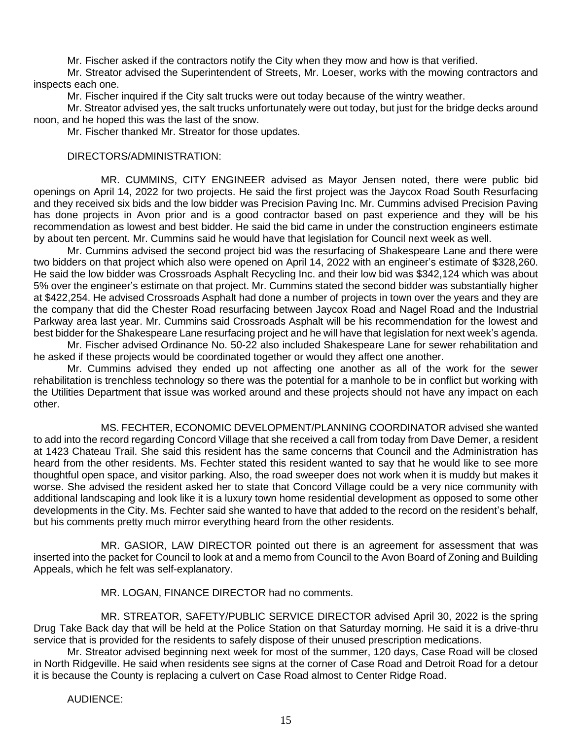Mr. Fischer asked if the contractors notify the City when they mow and how is that verified.

Mr. Streator advised the Superintendent of Streets, Mr. Loeser, works with the mowing contractors and inspects each one.

Mr. Fischer inquired if the City salt trucks were out today because of the wintry weather.

Mr. Streator advised yes, the salt trucks unfortunately were out today, but just for the bridge decks around noon, and he hoped this was the last of the snow.

Mr. Fischer thanked Mr. Streator for those updates.

DIRECTORS/ADMINISTRATION:

MR. CUMMINS, CITY ENGINEER advised as Mayor Jensen noted, there were public bid openings on April 14, 2022 for two projects. He said the first project was the Jaycox Road South Resurfacing and they received six bids and the low bidder was Precision Paving Inc. Mr. Cummins advised Precision Paving has done projects in Avon prior and is a good contractor based on past experience and they will be his recommendation as lowest and best bidder. He said the bid came in under the construction engineers estimate by about ten percent. Mr. Cummins said he would have that legislation for Council next week as well.

Mr. Cummins advised the second project bid was the resurfacing of Shakespeare Lane and there were two bidders on that project which also were opened on April 14, 2022 with an engineer's estimate of $328,260. He said the low bidder was Crossroads Asphalt Recycling Inc. and their low bid was $342,124 which was about 5% over the engineer's estimate on that project. Mr. Cummins stated the second bidder was substantially higher at $422,254. He advised Crossroads Asphalt had done a number of projects in town over the years and they are the company that did the Chester Road resurfacing between Jaycox Road and Nagel Road and the Industrial Parkway area last year. Mr. Cummins said Crossroads Asphalt will be his recommendation for the lowest and best bidder for the Shakespeare Lane resurfacing project and he will have that legislation for next week's agenda.

Mr. Fischer advised Ordinance No. 50-22 also included Shakespeare Lane for sewer rehabilitation and he asked if these projects would be coordinated together or would they affect one another.

Mr. Cummins advised they ended up not affecting one another as all of the work for the sewer rehabilitation is trenchless technology so there was the potential for a manhole to be in conflict but working with the Utilities Department that issue was worked around and these projects should not have any impact on each other.

MS. FECHTER, ECONOMIC DEVELOPMENT/PLANNING COORDINATOR advised she wanted to add into the record regarding Concord Village that she received a call from today from Dave Demer, a resident at 1423 Chateau Trail. She said this resident has the same concerns that Council and the Administration has heard from the other residents. Ms. Fechter stated this resident wanted to say that he would like to see more thoughtful open space, and visitor parking. Also, the road sweeper does not work when it is muddy but makes it worse. She advised the resident asked her to state that Concord Village could be a very nice community with additional landscaping and look like it is a luxury town home residential development as opposed to some other developments in the City. Ms. Fechter said she wanted to have that added to the record on the resident's behalf, but his comments pretty much mirror everything heard from the other residents.

MR. GASIOR, LAW DIRECTOR pointed out there is an agreement for assessment that was inserted into the packet for Council to look at and a memo from Council to the Avon Board of Zoning and Building Appeals, which he felt was self-explanatory.

MR. LOGAN, FINANCE DIRECTOR had no comments.

MR. STREATOR, SAFETY/PUBLIC SERVICE DIRECTOR advised April 30, 2022 is the spring Drug Take Back day that will be held at the Police Station on that Saturday morning. He said it is a drive-thru service that is provided for the residents to safely dispose of their unused prescription medications.

Mr. Streator advised beginning next week for most of the summer, 120 days, Case Road will be closed in North Ridgeville. He said when residents see signs at the corner of Case Road and Detroit Road for a detour it is because the County is replacing a culvert on Case Road almost to Center Ridge Road.

AUDIENCE: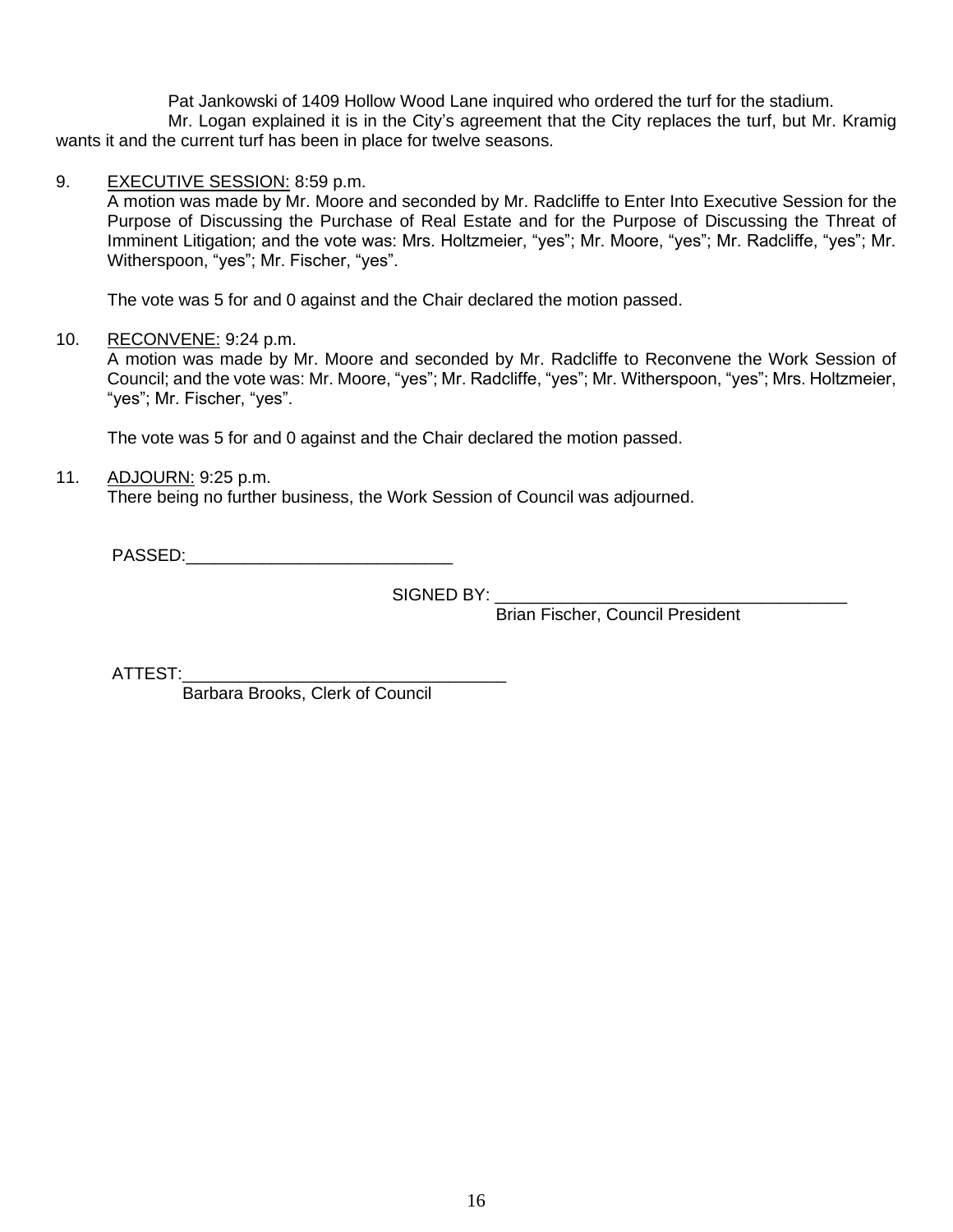Pat Jankowski of 1409 Hollow Wood Lane inquired who ordered the turf for the stadium.

Mr. Logan explained it is in the City's agreement that the City replaces the turf, but Mr. Kramig wants it and the current turf has been in place for twelve seasons.

9. EXECUTIVE SESSION: 8:59 p.m.

A motion was made by Mr. Moore and seconded by Mr. Radcliffe to Enter Into Executive Session for the Purpose of Discussing the Purchase of Real Estate and for the Purpose of Discussing the Threat of Imminent Litigation; and the vote was: Mrs. Holtzmeier, "yes"; Mr. Moore, "yes"; Mr. Radcliffe, "yes"; Mr. Witherspoon, "yes"; Mr. Fischer, "yes".

The vote was 5 for and 0 against and the Chair declared the motion passed.

10. RECONVENE: 9:24 p.m.

A motion was made by Mr. Moore and seconded by Mr. Radcliffe to Reconvene the Work Session of Council; and the vote was: Mr. Moore, "yes"; Mr. Radcliffe, "yes"; Mr. Witherspoon, "yes"; Mrs. Holtzmeier, "yes"; Mr. Fischer, "yes".

The vote was 5 for and 0 against and the Chair declared the motion passed.

11. ADJOURN: 9:25 p.m.

There being no further business, the Work Session of Council was adjourned.

PASSED:____________________________

SIGNED BY: _____________________________________
Brian Fischer, Council President

ATTEST:__________________________________
Barbara Brooks, Clerk of Council